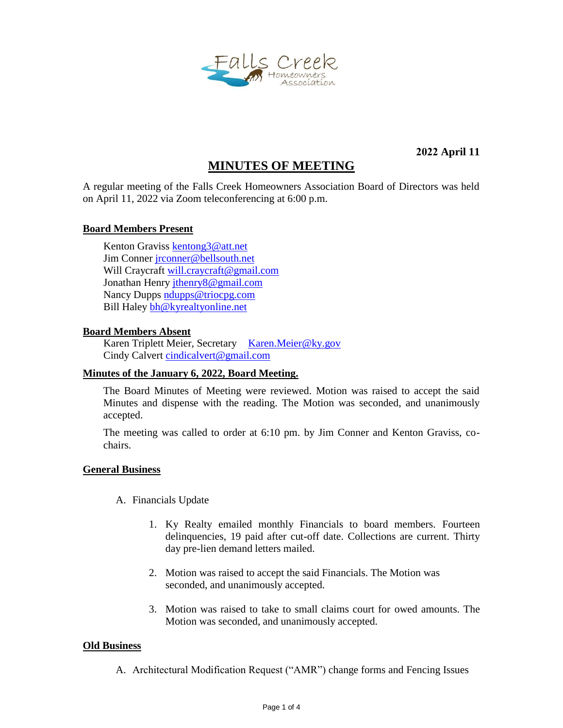Falls Creek Homeowners Association

**2022 April 11**

# MINUTES OF MEETING

A regular meeting of the Falls Creek Homeowners Association Board of Directors was held on April 11, 2022 via Zoom teleconferencing at 6:00 p.m.

## Board Members Present

Kenton Graviss kentong3@att.net
Jim Conner jrconner@bellsouth.net
Will Craycraft will.craycraft@gmail.com
Jonathan Henry jthenry8@gmail.com
Nancy Dupps ndupps@triocpg.com
Bill Haley bh@kyrealtyonline.net

## Board Members Absent

Karen Triplett Meier, Secretary Karen.Meier@ky.gov
Cindy Calvert cindicalvert@gmail.com

## Minutes of the January 6, 2022, Board Meeting.

The Board Minutes of Meeting were reviewed. Motion was raised to accept the said Minutes and dispense with the reading. The Motion was seconded, and unanimously accepted.

The meeting was called to order at 6:10 pm. by Jim Conner and Kenton Graviss, co-chairs.

## General Business

A. Financials Update

1. Ky Realty emailed monthly Financials to board members. Fourteen delinquencies, 19 paid after cut-off date. Collections are current. Thirty day pre-lien demand letters mailed.

2. Motion was raised to accept the said Financials. The Motion was seconded, and unanimously accepted.

3. Motion was raised to take to small claims court for owed amounts. The Motion was seconded, and unanimously accepted.

## Old Business

A. Architectural Modification Request ("AMR") change forms and Fencing Issues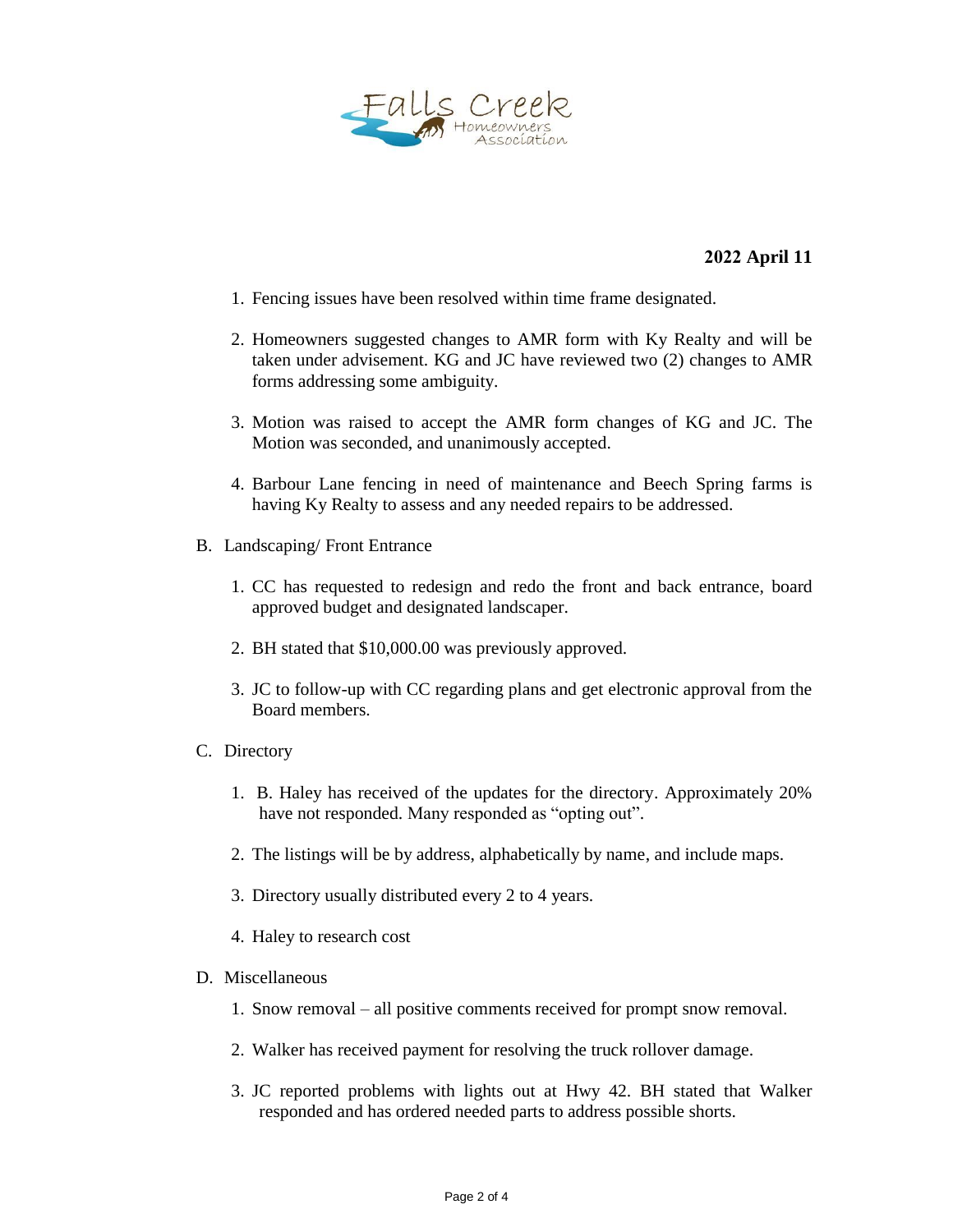**2022 April 11**

1. Fencing issues have been resolved within time frame designated.

2. Homeowners suggested changes to AMR form with Ky Realty and will be taken under advisement. KG and JC have reviewed two (2) changes to AMR forms addressing some ambiguity.

3. Motion was raised to accept the AMR form changes of KG and JC. The Motion was seconded, and unanimously accepted.

4. Barbour Lane fencing in need of maintenance and Beech Spring farms is having Ky Realty to assess and any needed repairs to be addressed.

B. Landscaping/ Front Entrance

1. CC has requested to redesign and redo the front and back entrance, board approved budget and designated landscaper.

2. BH stated that $10,000.00 was previously approved.

3. JC to follow-up with CC regarding plans and get electronic approval from the Board members.

C. Directory

1. B. Haley has received of the updates for the directory. Approximately 20% have not responded. Many responded as "opting out".

2. The listings will be by address, alphabetically by name, and include maps.

3. Directory usually distributed every 2 to 4 years.

4. Haley to research cost

D. Miscellaneous

1. Snow removal – all positive comments received for prompt snow removal.

2. Walker has received payment for resolving the truck rollover damage.

3. JC reported problems with lights out at Hwy 42. BH stated that Walker responded and has ordered needed parts to address possible shorts.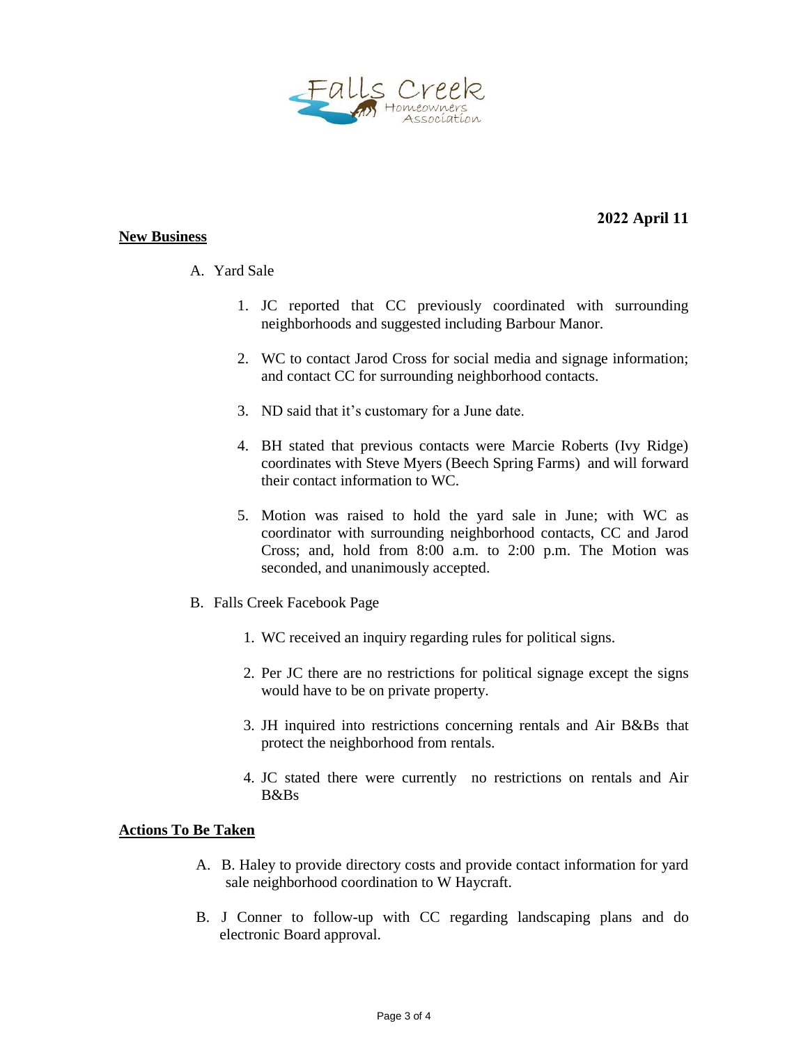**2022 April 11**

**New Business**

A. Yard Sale

1. JC reported that CC previously coordinated with surrounding neighborhoods and suggested including Barbour Manor.

2. WC to contact Jarod Cross for social media and signage information; and contact CC for surrounding neighborhood contacts.

3. ND said that it's customary for a June date.

4. BH stated that previous contacts were Marcie Roberts (Ivy Ridge) coordinates with Steve Myers (Beech Spring Farms) and will forward their contact information to WC.

5. Motion was raised to hold the yard sale in June; with WC as coordinator with surrounding neighborhood contacts, CC and Jarod Cross; and, hold from 8:00 a.m. to 2:00 p.m. The Motion was seconded, and unanimously accepted.

B. Falls Creek Facebook Page

1. WC received an inquiry regarding rules for political signs.

2. Per JC there are no restrictions for political signage except the signs would have to be on private property.

3. JH inquired into restrictions concerning rentals and Air B&Bs that protect the neighborhood from rentals.

4. JC stated there were currently no restrictions on rentals and Air B&Bs

**Actions To Be Taken**

A. B. Haley to provide directory costs and provide contact information for yard sale neighborhood coordination to W Haycraft.

B. J Conner to follow-up with CC regarding landscaping plans and do electronic Board approval.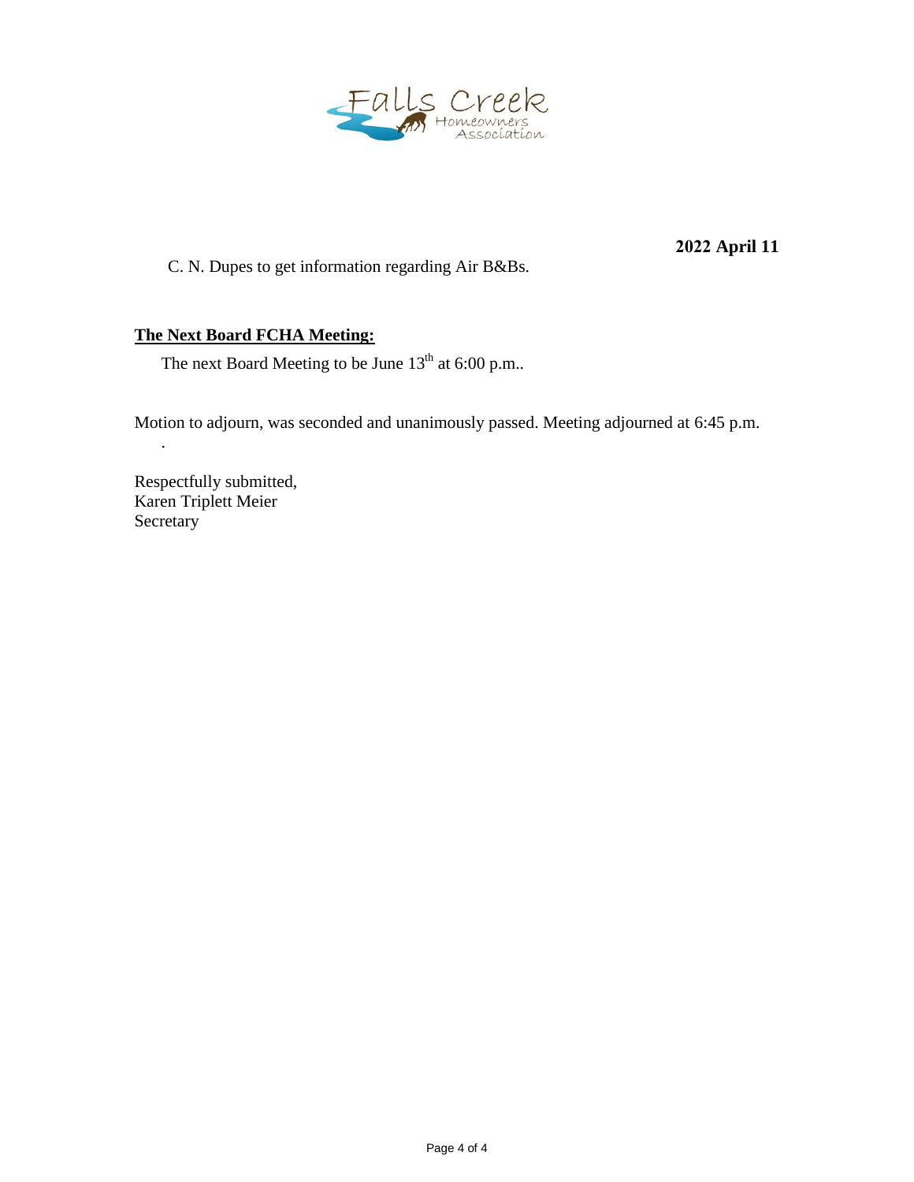**2022 April 11**

C. N. Dupes to get information regarding Air B&Bs.

**The Next Board FCHA Meeting:**

The next Board Meeting to be June 13th at 6:00 p.m..

Motion to adjourn, was seconded and unanimously passed. Meeting adjourned at 6:45 p.m.

.

Respectfully submitted,
Karen Triplett Meier
Secretary